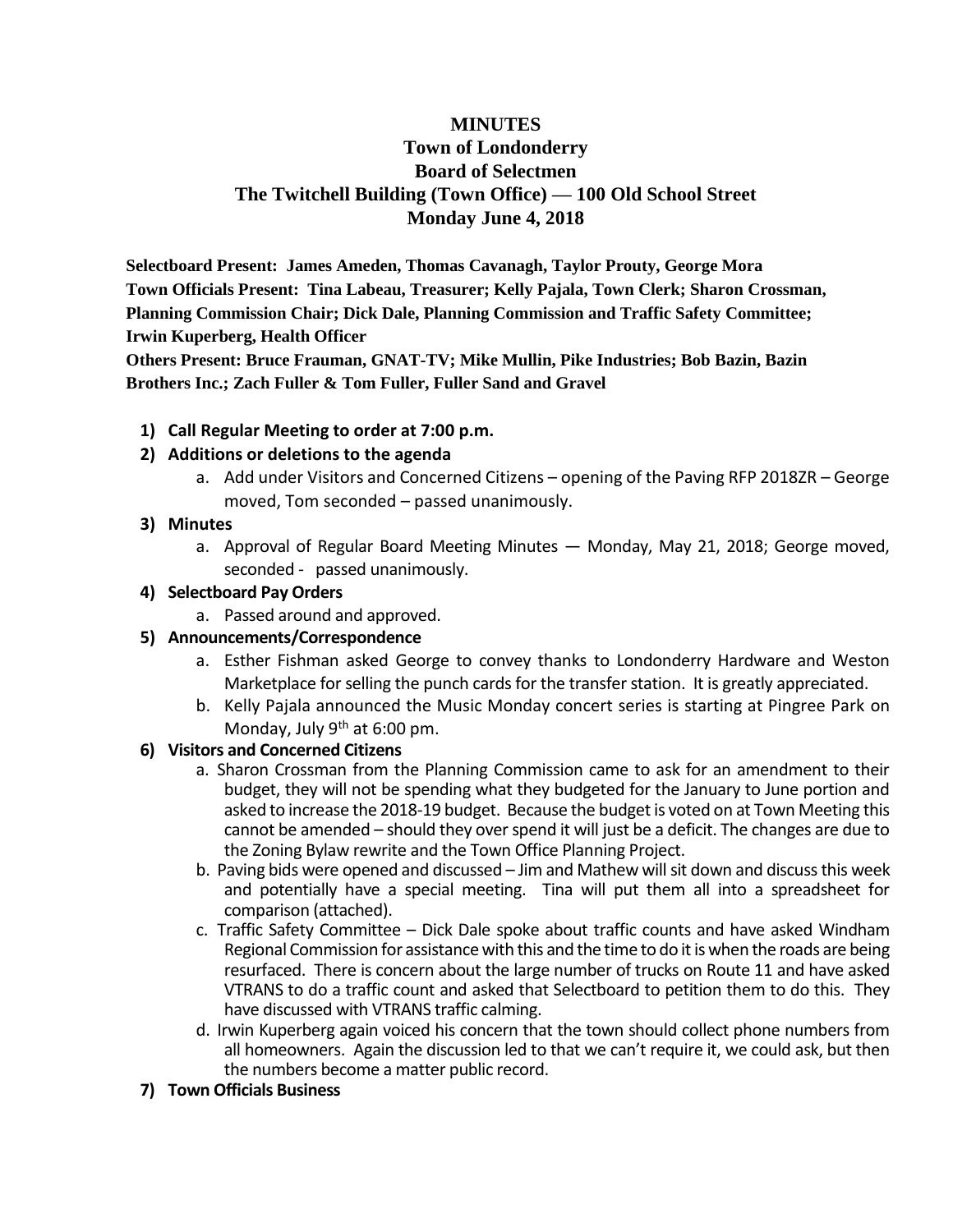# MINUTES

## Town of Londonderry

## Board of Selectmen

## The Twitchell Building (Town Office) — 100 Old School Street

## Monday June 4, 2018

**Selectboard Present: James Ameden, Thomas Cavanagh, Taylor Prouty, George Mora**
**Town Officials Present: Tina Labeau, Treasurer; Kelly Pajala, Town Clerk; Sharon Crossman, Planning Commission Chair; Dick Dale, Planning Commission and Traffic Safety Committee; Irwin Kuperberg, Health Officer**
**Others Present: Bruce Frauman, GNAT-TV; Mike Mullin, Pike Industries; Bob Bazin, Bazin Brothers Inc.; Zach Fuller & Tom Fuller, Fuller Sand and Gravel**

1) **Call Regular Meeting to order at 7:00 p.m.**
2) **Additions or deletions to the agenda**
   a. Add under Visitors and Concerned Citizens – opening of the Paving RFP 2018ZR – George moved, Tom seconded – passed unanimously.
3) **Minutes**
   a. Approval of Regular Board Meeting Minutes — Monday, May 21, 2018; George moved, seconded - passed unanimously.
4) **Selectboard Pay Orders**
   a. Passed around and approved.
5) **Announcements/Correspondence**
   a. Esther Fishman asked George to convey thanks to Londonderry Hardware and Weston Marketplace for selling the punch cards for the transfer station. It is greatly appreciated.
   b. Kelly Pajala announced the Music Monday concert series is starting at Pingree Park on Monday, July 9th at 6:00 pm.
6) **Visitors and Concerned Citizens**
   a. Sharon Crossman from the Planning Commission came to ask for an amendment to their budget, they will not be spending what they budgeted for the January to June portion and asked to increase the 2018-19 budget. Because the budget is voted on at Town Meeting this cannot be amended – should they over spend it will just be a deficit. The changes are due to the Zoning Bylaw rewrite and the Town Office Planning Project.
   b. Paving bids were opened and discussed – Jim and Mathew will sit down and discuss this week and potentially have a special meeting. Tina will put them all into a spreadsheet for comparison (attached).
   c. Traffic Safety Committee – Dick Dale spoke about traffic counts and have asked Windham Regional Commission for assistance with this and the time to do it is when the roads are being resurfaced. There is concern about the large number of trucks on Route 11 and have asked VTRANS to do a traffic count and asked that Selectboard to petition them to do this. They have discussed with VTRANS traffic calming.
   d. Irwin Kuperberg again voiced his concern that the town should collect phone numbers from all homeowners. Again the discussion led to that we can't require it, we could ask, but then the numbers become a matter public record.
7) **Town Officials Business**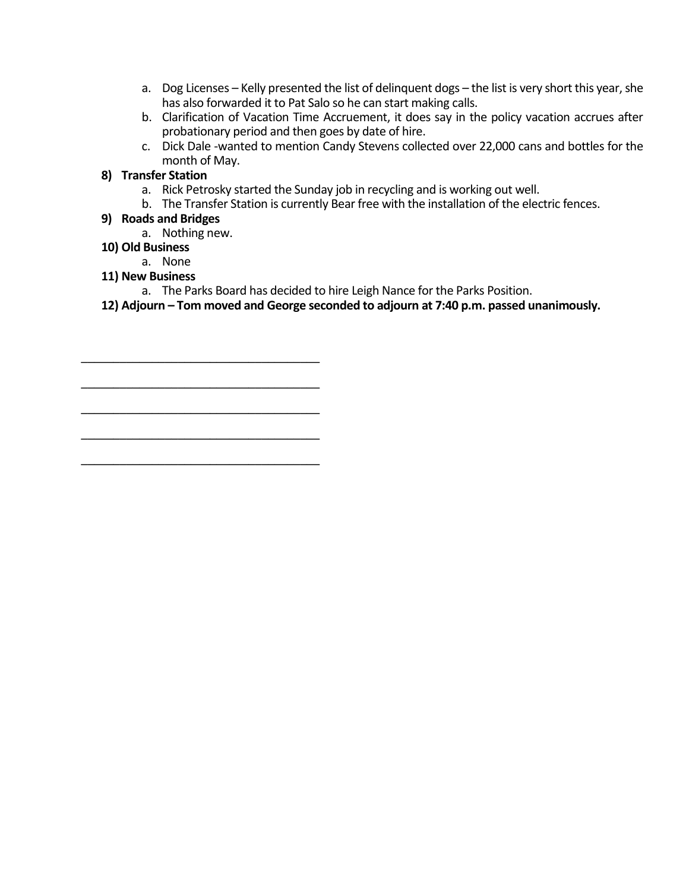a. Dog Licenses – Kelly presented the list of delinquent dogs – the list is very short this year, she has also forwarded it to Pat Salo so he can start making calls.
b. Clarification of Vacation Time Accruement, it does say in the policy vacation accrues after probationary period and then goes by date of hire.
c. Dick Dale -wanted to mention Candy Stevens collected over 22,000 cans and bottles for the month of May.

**8) Transfer Station**

a. Rick Petrosky started the Sunday job in recycling and is working out well.
b. The Transfer Station is currently Bear free with the installation of the electric fences.

**9) Roads and Bridges**

a. Nothing new.

**10) Old Business**

a. None

**11) New Business**

a. The Parks Board has decided to hire Leigh Nance for the Parks Position.

**12) Adjourn – Tom moved and George seconded to adjourn at 7:40 p.m. passed unanimously.**

\_\_\_\_\_\_\_\_\_\_\_\_\_\_\_\_\_\_\_\_\_\_\_\_\_\_\_\_\_\_\_\_\_\_\_\_\_\_

\_\_\_\_\_\_\_\_\_\_\_\_\_\_\_\_\_\_\_\_\_\_\_\_\_\_\_\_\_\_\_\_\_\_\_\_\_\_

\_\_\_\_\_\_\_\_\_\_\_\_\_\_\_\_\_\_\_\_\_\_\_\_\_\_\_\_\_\_\_\_\_\_\_\_\_\_

\_\_\_\_\_\_\_\_\_\_\_\_\_\_\_\_\_\_\_\_\_\_\_\_\_\_\_\_\_\_\_\_\_\_\_\_\_\_

\_\_\_\_\_\_\_\_\_\_\_\_\_\_\_\_\_\_\_\_\_\_\_\_\_\_\_\_\_\_\_\_\_\_\_\_\_\_